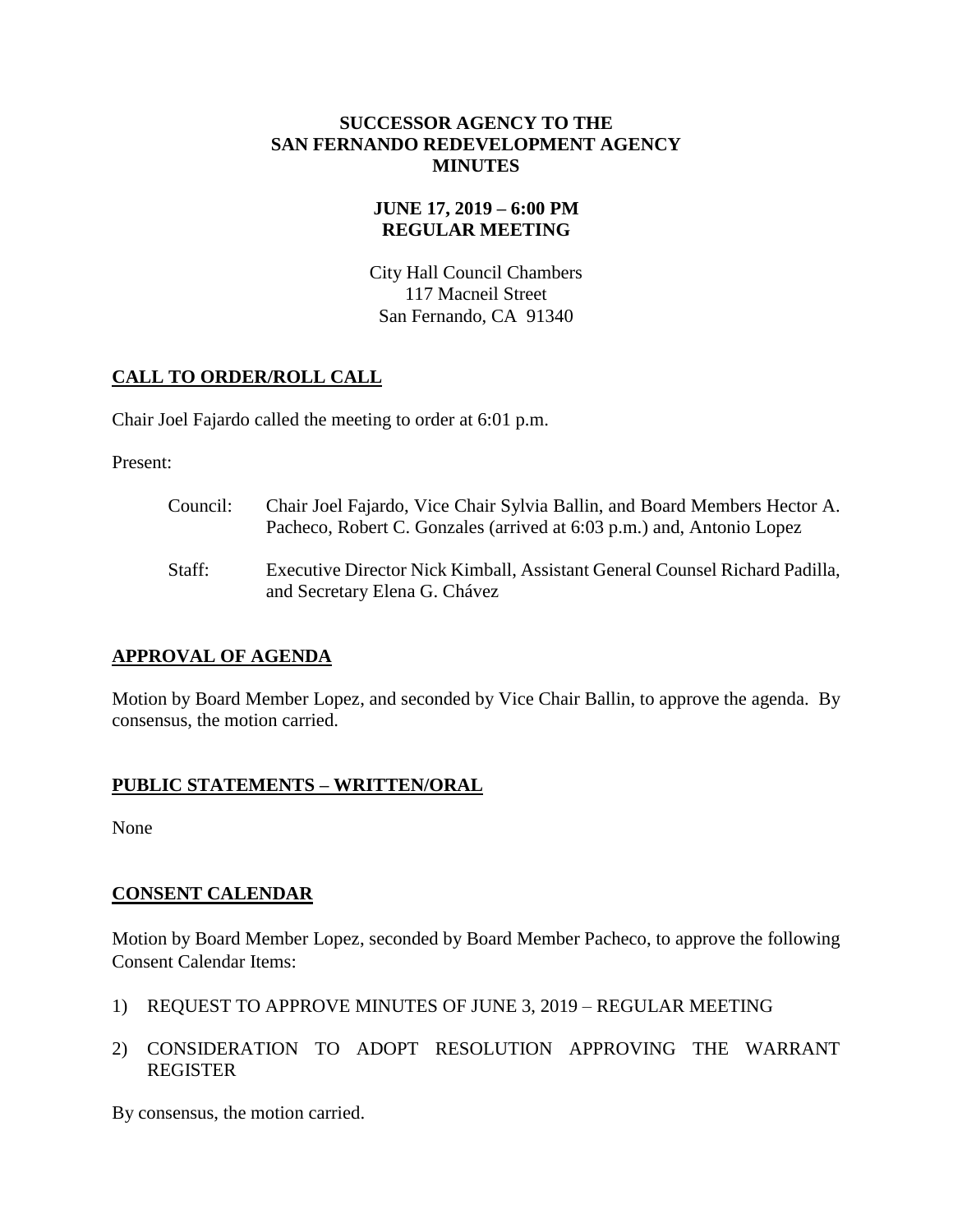# SUCCESSOR AGENCY TO THE SAN FERNANDO REDEVELOPMENT AGENCY MINUTES

## JUNE 17, 2019 – 6:00 PM REGULAR MEETING

City Hall Council Chambers
117 Macneil Street
San Fernando, CA 91340

## CALL TO ORDER/ROLL CALL

Chair Joel Fajardo called the meeting to order at 6:01 p.m.

Present:

Council: Chair Joel Fajardo, Vice Chair Sylvia Ballin, and Board Members Hector A. Pacheco, Robert C. Gonzales (arrived at 6:03 p.m.) and, Antonio Lopez

Staff: Executive Director Nick Kimball, Assistant General Counsel Richard Padilla, and Secretary Elena G. Chávez

## APPROVAL OF AGENDA

Motion by Board Member Lopez, and seconded by Vice Chair Ballin, to approve the agenda. By consensus, the motion carried.

## PUBLIC STATEMENTS – WRITTEN/ORAL

None

## CONSENT CALENDAR

Motion by Board Member Lopez, seconded by Board Member Pacheco, to approve the following Consent Calendar Items:

1) REQUEST TO APPROVE MINUTES OF JUNE 3, 2019 – REGULAR MEETING
2) CONSIDERATION TO ADOPT RESOLUTION APPROVING THE WARRANT REGISTER

By consensus, the motion carried.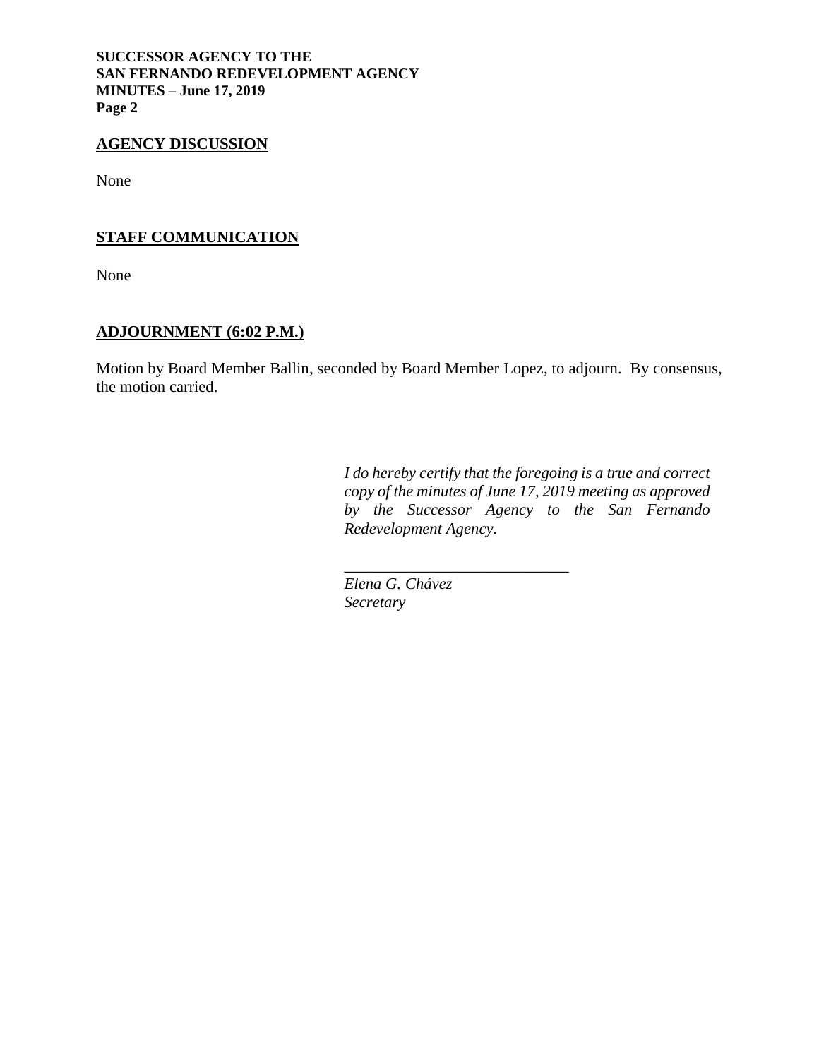## AGENCY DISCUSSION

None

## STAFF COMMUNICATION

None

## ADJOURNMENT (6:02 P.M.)

Motion by Board Member Ballin, seconded by Board Member Lopez, to adjourn. By consensus, the motion carried.

*I do hereby certify that the foregoing is a true and correct copy of the minutes of June 17, 2019 meeting as approved by the Successor Agency to the San Fernando Redevelopment Agency.*

___________________________

*Elena G. Chávez*
*Secretary*